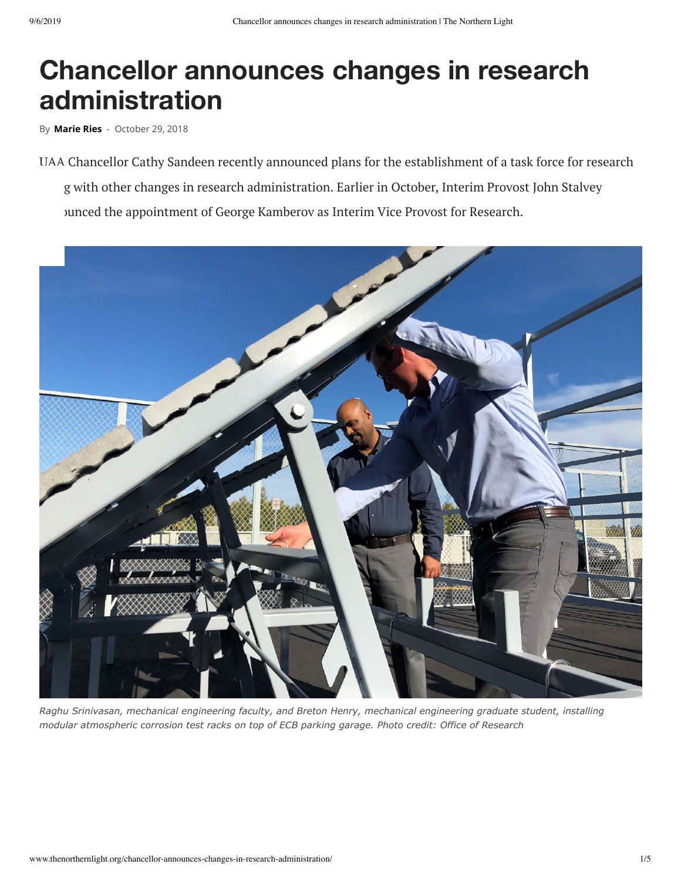# Chancellor announces changes in research administration

By **Marie Ries** - October 29, 2018

UAA Chancellor Cathy Sandeen recently announced plans for the establishment of a task force for research g with other changes in research administration. Earlier in October, Interim Provost John Stalvey ›unced the appointment of George Kamberov as Interim Vice Provost for Research.

*Raghu Srinivasan, mechanical engineering faculty, and Breton Henry, mechanical engineering graduate student, installing modular atmospheric corrosion test racks on top of ECB parking garage. Photo credit: Office of Research*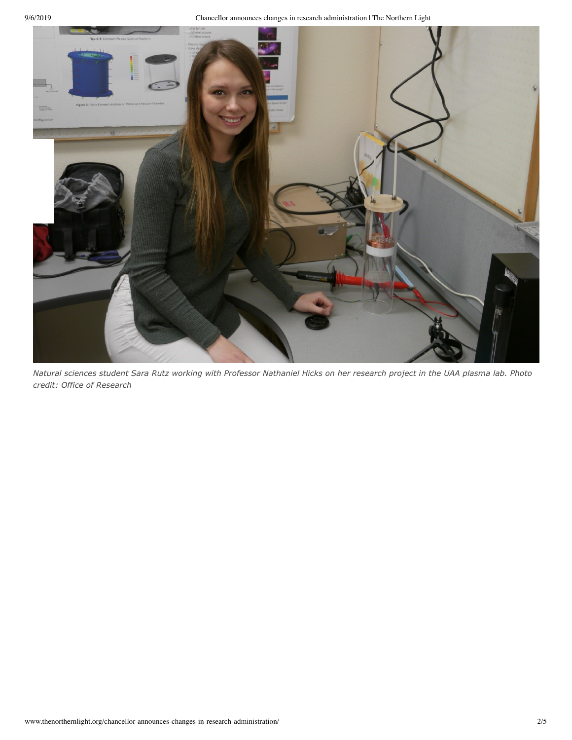*Natural sciences student Sara Rutz working with Professor Nathaniel Hicks on her research project in the UAA plasma lab. Photo credit: Office of Research*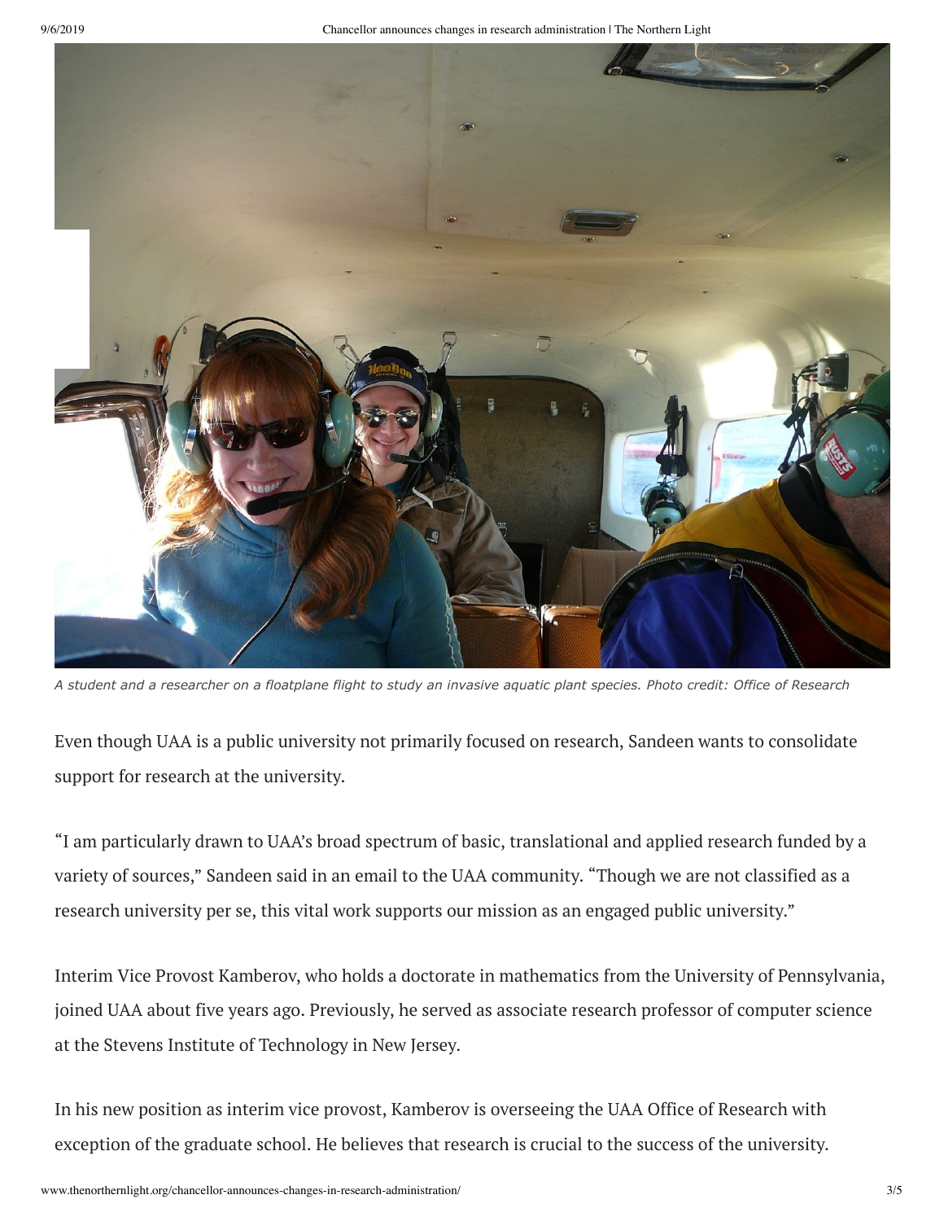*A student and a researcher on a floatplane flight to study an invasive aquatic plant species. Photo credit: Office of Research*

Even though UAA is a public university not primarily focused on research, Sandeen wants to consolidate support for research at the university.

"I am particularly drawn to UAA's broad spectrum of basic, translational and applied research funded by a variety of sources," Sandeen said in an email to the UAA community. "Though we are not classified as a research university per se, this vital work supports our mission as an engaged public university."

Interim Vice Provost Kamberov, who holds a doctorate in mathematics from the University of Pennsylvania, joined UAA about five years ago. Previously, he served as associate research professor of computer science at the Stevens Institute of Technology in New Jersey.

In his new position as interim vice provost, Kamberov is overseeing the UAA Office of Research with exception of the graduate school. He believes that research is crucial to the success of the university.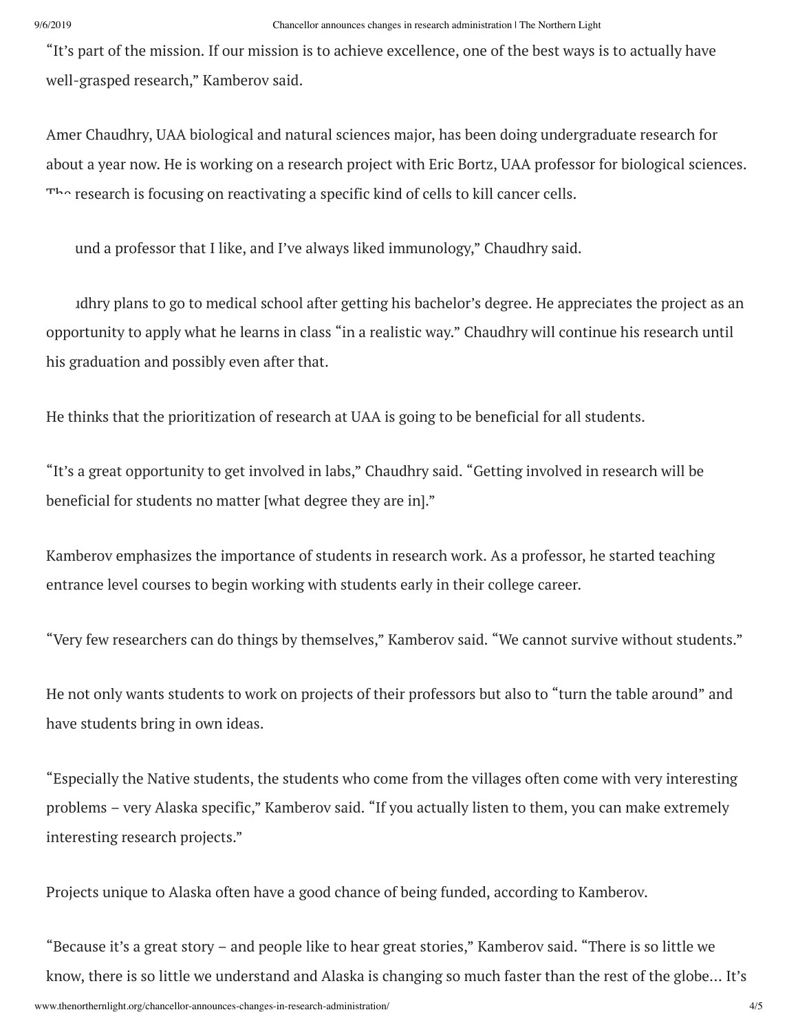"It's part of the mission. If our mission is to achieve excellence, one of the best ways is to actually have well-grasped research," Kamberov said.

Amer Chaudhry, UAA biological and natural sciences major, has been doing undergraduate research for about a year now. He is working on a research project with Eric Bortz, UAA professor for biological sciences. The research is focusing on reactivating a specific kind of cells to kill cancer cells.

"I found a professor that I like, and I've always liked immunology," Chaudhry said.

Chaudhry plans to go to medical school after getting his bachelor's degree. He appreciates the project as an opportunity to apply what he learns in class "in a realistic way." Chaudhry will continue his research until his graduation and possibly even after that.

He thinks that the prioritization of research at UAA is going to be beneficial for all students.

"It's a great opportunity to get involved in labs," Chaudhry said. "Getting involved in research will be beneficial for students no matter [what degree they are in]."

Kamberov emphasizes the importance of students in research work. As a professor, he started teaching entrance level courses to begin working with students early in their college career.

"Very few researchers can do things by themselves," Kamberov said. "We cannot survive without students."

He not only wants students to work on projects of their professors but also to "turn the table around" and have students bring in own ideas.

"Especially the Native students, the students who come from the villages often come with very interesting problems – very Alaska specific," Kamberov said. "If you actually listen to them, you can make extremely interesting research projects."

Projects unique to Alaska often have a good chance of being funded, according to Kamberov.

"Because it's a great story – and people like to hear great stories," Kamberov said. "There is so little we know, there is so little we understand and Alaska is changing so much faster than the rest of the globe… It's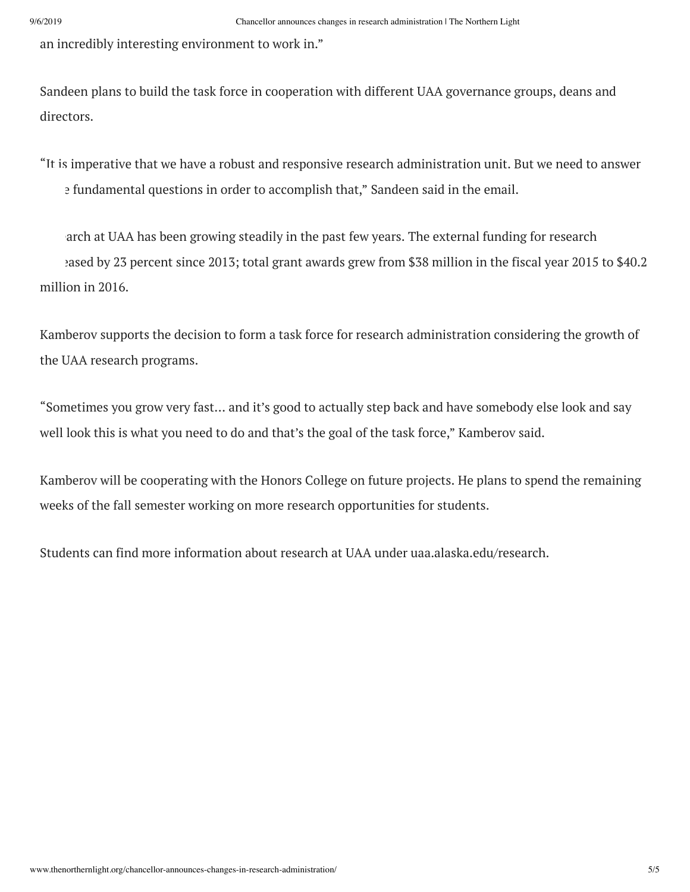an incredibly interesting environment to work in."

Sandeen plans to build the task force in cooperation with different UAA governance groups, deans and directors.

"It is imperative that we have a robust and responsive research administration unit. But we need to answer e fundamental questions in order to accomplish that," Sandeen said in the email.

arch at UAA has been growing steadily in the past few years. The external funding for research eased by 23 percent since 2013; total grant awards grew from $38 million in the fiscal year 2015 to $40.2 million in 2016.

Kamberov supports the decision to form a task force for research administration considering the growth of the UAA research programs.

"Sometimes you grow very fast… and it's good to actually step back and have somebody else look and say well look this is what you need to do and that's the goal of the task force," Kamberov said.

Kamberov will be cooperating with the Honors College on future projects. He plans to spend the remaining weeks of the fall semester working on more research opportunities for students.

Students can find more information about research at UAA under uaa.alaska.edu/research.